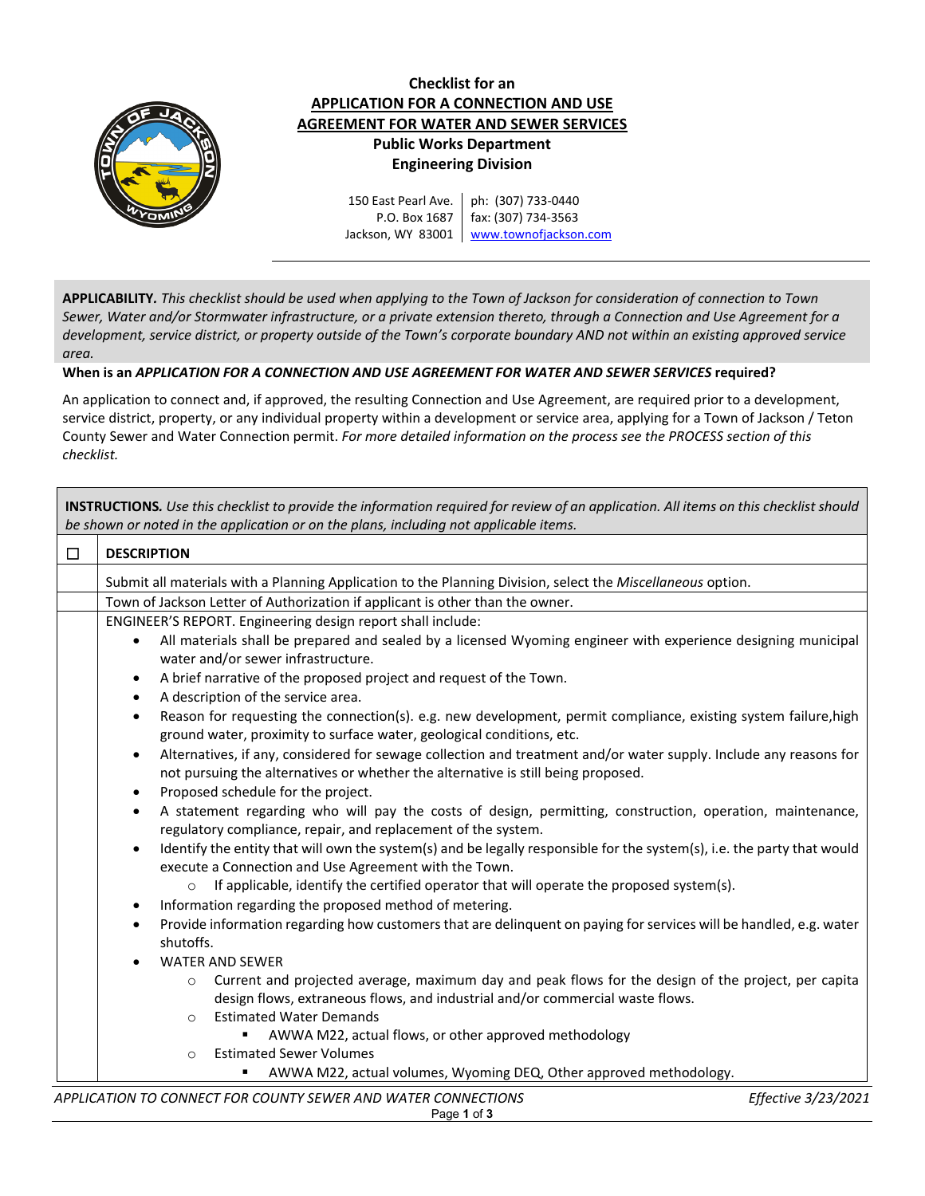# Checklist for an APPLICATION FOR A CONNECTION AND USE AGREEMENT FOR WATER AND SEWER SERVICES

**Public Works Department**
**Engineering Division**

150 East Pearl Ave. | ph: (307) 733-0440
P.O. Box 1687 | fax: (307) 734-3563
Jackson, WY 83001 | www.townofjackson.com

**APPLICABILITY.** *This checklist should be used when applying to the Town of Jackson for consideration of connection to Town Sewer, Water and/or Stormwater infrastructure, or a private extension thereto, through a Connection and Use Agreement for a development, service district, or property outside of the Town's corporate boundary AND not within an existing approved service area.*

**When is an *APPLICATION FOR A CONNECTION AND USE AGREEMENT FOR WATER AND SEWER SERVICES* required?**

An application to connect and, if approved, the resulting Connection and Use Agreement, are required prior to a development, service district, property, or any individual property within a development or service area, applying for a Town of Jackson / Teton County Sewer and Water Connection permit. *For more detailed information on the process see the PROCESS section of this checklist.*

**INSTRUCTIONS.** *Use this checklist to provide the information required for review of an application. All items on this checklist should be shown or noted in the application or on the plans, including not applicable items.*

| ☐ | DESCRIPTION |
|---|---|
| | Submit all materials with a Planning Application to the Planning Division, select the *Miscellaneous* option. |
| | Town of Jackson Letter of Authorization if applicant is other than the owner. |
| | ENGINEER'S REPORT. Engineering design report shall include:<br>• All materials shall be prepared and sealed by a licensed Wyoming engineer with experience designing municipal water and/or sewer infrastructure.<br>• A brief narrative of the proposed project and request of the Town.<br>• A description of the service area.<br>• Reason for requesting the connection(s). e.g. new development, permit compliance, existing system failure,high ground water, proximity to surface water, geological conditions, etc.<br>• Alternatives, if any, considered for sewage collection and treatment and/or water supply. Include any reasons for not pursuing the alternatives or whether the alternative is still being proposed.<br>• Proposed schedule for the project.<br>• A statement regarding who will pay the costs of design, permitting, construction, operation, maintenance, regulatory compliance, repair, and replacement of the system.<br>• Identify the entity that will own the system(s) and be legally responsible for the system(s), i.e. the party that would execute a Connection and Use Agreement with the Town.<br>&nbsp;&nbsp;&nbsp;&nbsp;○ If applicable, identify the certified operator that will operate the proposed system(s).<br>• Information regarding the proposed method of metering.<br>• Provide information regarding how customers that are delinquent on paying for services will be handled, e.g. water shutoffs.<br>• WATER AND SEWER<br>&nbsp;&nbsp;&nbsp;&nbsp;○ Current and projected average, maximum day and peak flows for the design of the project, per capita design flows, extraneous flows, and industrial and/or commercial waste flows.<br>&nbsp;&nbsp;&nbsp;&nbsp;○ Estimated Water Demands<br>&nbsp;&nbsp;&nbsp;&nbsp;&nbsp;&nbsp;&nbsp;&nbsp;▪ AWWA M22, actual flows, or other approved methodology<br>&nbsp;&nbsp;&nbsp;&nbsp;○ Estimated Sewer Volumes<br>&nbsp;&nbsp;&nbsp;&nbsp;&nbsp;&nbsp;&nbsp;&nbsp;▪ AWWA M22, actual volumes, Wyoming DEQ, Other approved methodology. |

*APPLICATION TO CONNECT FOR COUNTY SEWER AND WATER CONNECTIONS* — *Effective 3/23/2021*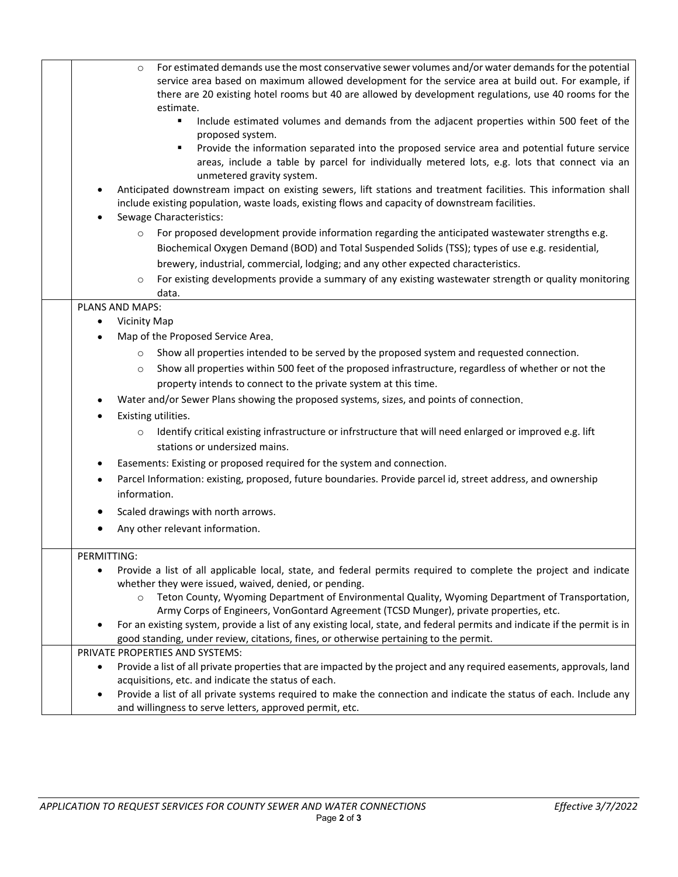- For estimated demands use the most conservative sewer volumes and/or water demands for the potential service area based on maximum allowed development for the service area at build out. For example, if there are 20 existing hotel rooms but 40 are allowed by development regulations, use 40 rooms for the estimate.
  - Include estimated volumes and demands from the adjacent properties within 500 feet of the proposed system.
  - Provide the information separated into the proposed service area and potential future service areas, include a table by parcel for individually metered lots, e.g. lots that connect via an unmetered gravity system.

- Anticipated downstream impact on existing sewers, lift stations and treatment facilities. This information shall include existing population, waste loads, existing flows and capacity of downstream facilities.
- Sewage Characteristics:
  - For proposed development provide information regarding the anticipated wastewater strengths e.g. Biochemical Oxygen Demand (BOD) and Total Suspended Solids (TSS); types of use e.g. residential, brewery, industrial, commercial, lodging; and any other expected characteristics.
  - For existing developments provide a summary of any existing wastewater strength or quality monitoring data.

PLANS AND MAPS:

- Vicinity Map
- Map of the Proposed Service Area.
  - Show all properties intended to be served by the proposed system and requested connection.
  - Show all properties within 500 feet of the proposed infrastructure, regardless of whether or not the property intends to connect to the private system at this time.
- Water and/or Sewer Plans showing the proposed systems, sizes, and points of connection.
- Existing utilities.
  - Identify critical existing infrastructure or infrstructure that will need enlarged or improved e.g. lift stations or undersized mains.
- Easements: Existing or proposed required for the system and connection.
- Parcel Information: existing, proposed, future boundaries. Provide parcel id, street address, and ownership information.
- Scaled drawings with north arrows.
- Any other relevant information.

PERMITTING:

- Provide a list of all applicable local, state, and federal permits required to complete the project and indicate whether they were issued, waived, denied, or pending.
  - Teton County, Wyoming Department of Environmental Quality, Wyoming Department of Transportation, Army Corps of Engineers, VonGontard Agreement (TCSD Munger), private properties, etc.
- For an existing system, provide a list of any existing local, state, and federal permits and indicate if the permit is in good standing, under review, citations, fines, or otherwise pertaining to the permit.

PRIVATE PROPERTIES AND SYSTEMS:

- Provide a list of all private properties that are impacted by the project and any required easements, approvals, land acquisitions, etc. and indicate the status of each.
- Provide a list of all private systems required to make the connection and indicate the status of each. Include any and willingness to serve letters, approved permit, etc.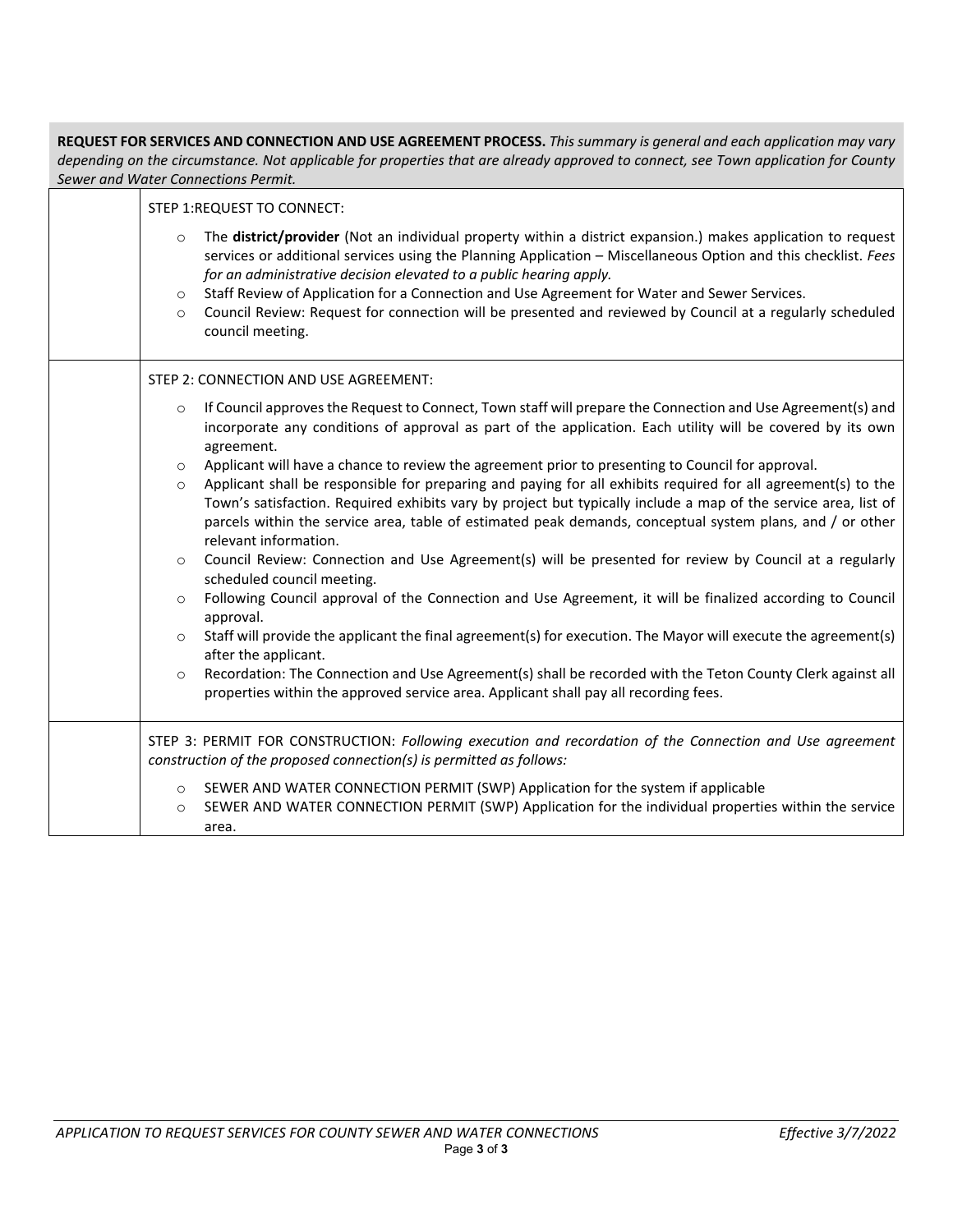| | |
|---|---|
| **REQUEST FOR SERVICES AND CONNECTION AND USE AGREEMENT PROCESS.** *This summary is general and each application may vary depending on the circumstance. Not applicable for properties that are already approved to connect, see Town application for County Sewer and Water Connections Permit.* | |
| | STEP 1:REQUEST TO CONNECT:<br>○ The **district/provider** (Not an individual property within a district expansion.) makes application to request services or additional services using the Planning Application – Miscellaneous Option and this checklist. *Fees for an administrative decision elevated to a public hearing apply.*<br>○ Staff Review of Application for a Connection and Use Agreement for Water and Sewer Services.<br>○ Council Review: Request for connection will be presented and reviewed by Council at a regularly scheduled council meeting. |
| | STEP 2: CONNECTION AND USE AGREEMENT:<br>○ If Council approves the Request to Connect, Town staff will prepare the Connection and Use Agreement(s) and incorporate any conditions of approval as part of the application. Each utility will be covered by its own agreement.<br>○ Applicant will have a chance to review the agreement prior to presenting to Council for approval.<br>○ Applicant shall be responsible for preparing and paying for all exhibits required for all agreement(s) to the Town's satisfaction. Required exhibits vary by project but typically include a map of the service area, list of parcels within the service area, table of estimated peak demands, conceptual system plans, and / or other relevant information.<br>○ Council Review: Connection and Use Agreement(s) will be presented for review by Council at a regularly scheduled council meeting.<br>○ Following Council approval of the Connection and Use Agreement, it will be finalized according to Council approval.<br>○ Staff will provide the applicant the final agreement(s) for execution. The Mayor will execute the agreement(s) after the applicant.<br>○ Recordation: The Connection and Use Agreement(s) shall be recorded with the Teton County Clerk against all properties within the approved service area. Applicant shall pay all recording fees. |
| | STEP 3: PERMIT FOR CONSTRUCTION: *Following execution and recordation of the Connection and Use agreement construction of the proposed connection(s) is permitted as follows:*<br>○ SEWER AND WATER CONNECTION PERMIT (SWP) Application for the system if applicable<br>○ SEWER AND WATER CONNECTION PERMIT (SWP) Application for the individual properties within the service area. |

*APPLICATION TO REQUEST SERVICES FOR COUNTY SEWER AND WATER CONNECTIONS* *Effective 3/7/2022*